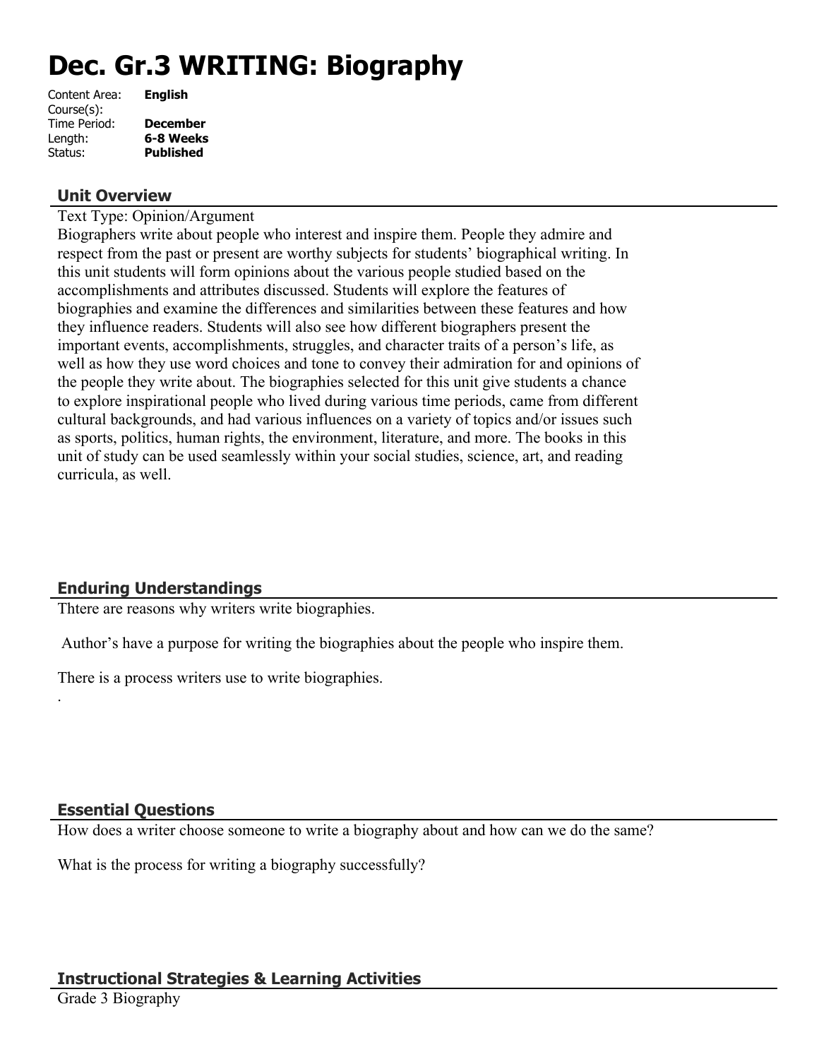# Dec. Gr.3 WRITING: Biography

| | |
|---|---|
| Content Area: | **English** |
| Course(s): | |
| Time Period: | **December** |
| Length: | **6-8 Weeks** |
| Status: | **Published** |

## Unit Overview

Text Type: Opinion/Argument

Biographers write about people who interest and inspire them. People they admire and respect from the past or present are worthy subjects for students' biographical writing. In this unit students will form opinions about the various people studied based on the accomplishments and attributes discussed. Students will explore the features of biographies and examine the differences and similarities between these features and how they influence readers. Students will also see how different biographers present the important events, accomplishments, struggles, and character traits of a person's life, as well as how they use word choices and tone to convey their admiration for and opinions of the people they write about. The biographies selected for this unit give students a chance to explore inspirational people who lived during various time periods, came from different cultural backgrounds, and had various influences on a variety of topics and/or issues such as sports, politics, human rights, the environment, literature, and more. The books in this unit of study can be used seamlessly within your social studies, science, art, and reading curricula, as well.

## Enduring Understandings

Thtere are reasons why writers write biographies.

Author's have a purpose for writing the biographies about the people who inspire them.

There is a process writers use to write biographies.

.

## Essential Questions

How does a writer choose someone to write a biography about and how can we do the same?

What is the process for writing a biography successfully?

## Instructional Strategies & Learning Activities

Grade 3 Biography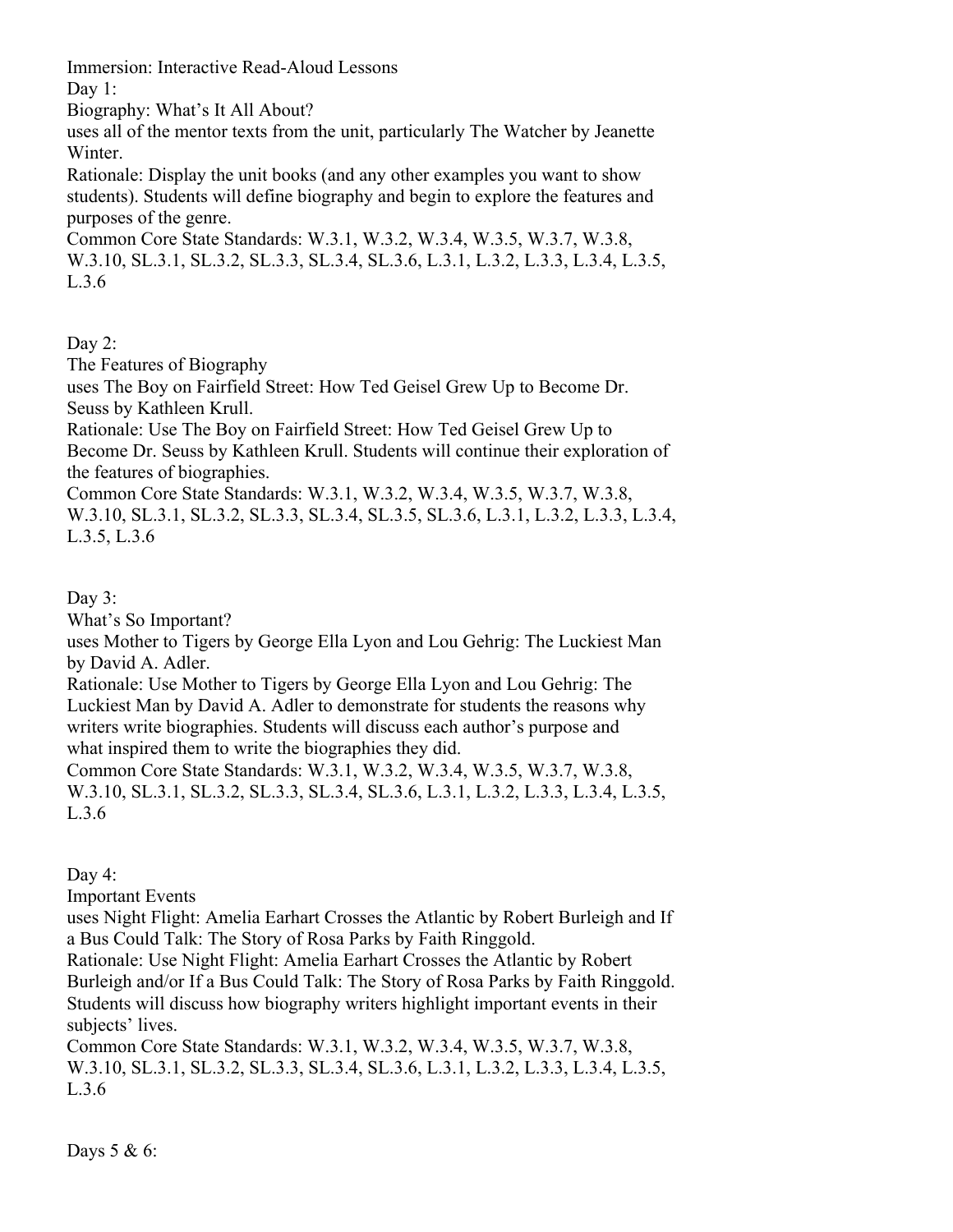Immersion: Interactive Read-Aloud Lessons

Day 1:

Biography: What's It All About?

uses all of the mentor texts from the unit, particularly The Watcher by Jeanette Winter.

Rationale: Display the unit books (and any other examples you want to show students). Students will define biography and begin to explore the features and purposes of the genre.

Common Core State Standards: W.3.1, W.3.2, W.3.4, W.3.5, W.3.7, W.3.8, W.3.10, SL.3.1, SL.3.2, SL.3.3, SL.3.4, SL.3.6, L.3.1, L.3.2, L.3.3, L.3.4, L.3.5, L.3.6

Day 2:

The Features of Biography

uses The Boy on Fairfield Street: How Ted Geisel Grew Up to Become Dr. Seuss by Kathleen Krull.

Rationale: Use The Boy on Fairfield Street: How Ted Geisel Grew Up to Become Dr. Seuss by Kathleen Krull. Students will continue their exploration of the features of biographies.

Common Core State Standards: W.3.1, W.3.2, W.3.4, W.3.5, W.3.7, W.3.8, W.3.10, SL.3.1, SL.3.2, SL.3.3, SL.3.4, SL.3.5, SL.3.6, L.3.1, L.3.2, L.3.3, L.3.4, L.3.5, L.3.6

Day 3:

What's So Important?

uses Mother to Tigers by George Ella Lyon and Lou Gehrig: The Luckiest Man by David A. Adler.

Rationale: Use Mother to Tigers by George Ella Lyon and Lou Gehrig: The Luckiest Man by David A. Adler to demonstrate for students the reasons why writers write biographies. Students will discuss each author's purpose and what inspired them to write the biographies they did.

Common Core State Standards: W.3.1, W.3.2, W.3.4, W.3.5, W.3.7, W.3.8, W.3.10, SL.3.1, SL.3.2, SL.3.3, SL.3.4, SL.3.6, L.3.1, L.3.2, L.3.3, L.3.4, L.3.5, L.3.6

Day 4:

Important Events

uses Night Flight: Amelia Earhart Crosses the Atlantic by Robert Burleigh and If a Bus Could Talk: The Story of Rosa Parks by Faith Ringgold.

Rationale: Use Night Flight: Amelia Earhart Crosses the Atlantic by Robert Burleigh and/or If a Bus Could Talk: The Story of Rosa Parks by Faith Ringgold. Students will discuss how biography writers highlight important events in their subjects' lives.

Common Core State Standards: W.3.1, W.3.2, W.3.4, W.3.5, W.3.7, W.3.8, W.3.10, SL.3.1, SL.3.2, SL.3.3, SL.3.4, SL.3.6, L.3.1, L.3.2, L.3.3, L.3.4, L.3.5, L.3.6

Days 5 & 6: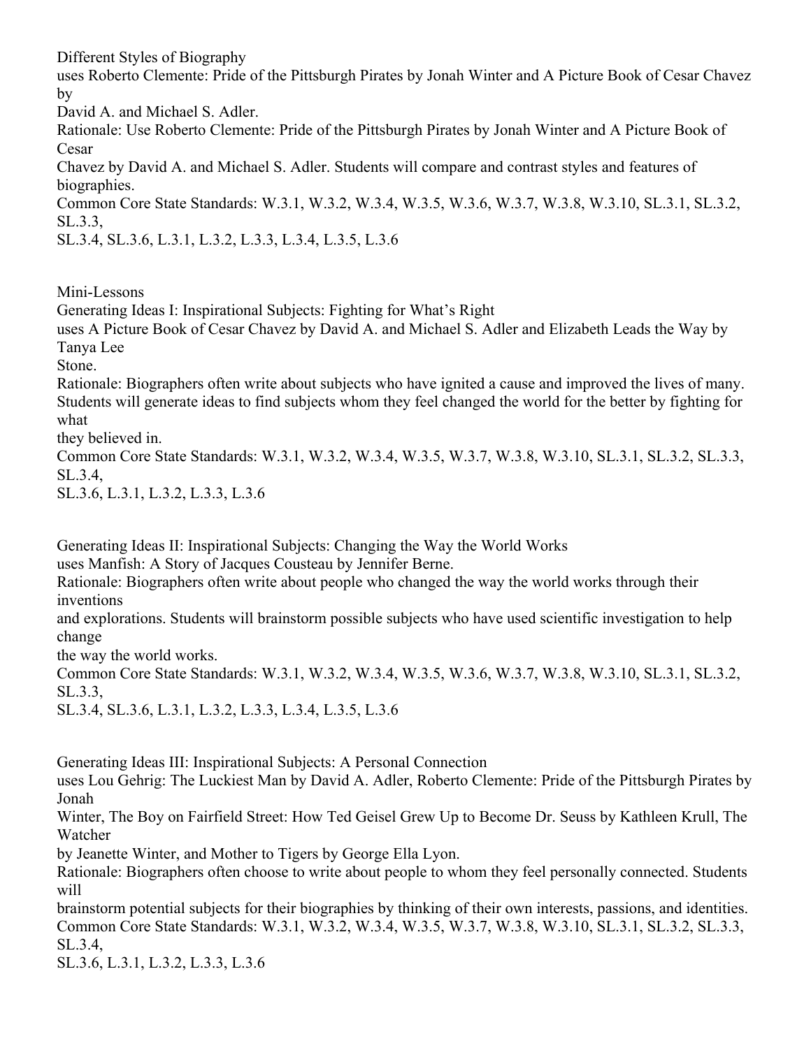Different Styles of Biography
uses Roberto Clemente: Pride of the Pittsburgh Pirates by Jonah Winter and A Picture Book of Cesar Chavez by David A. and Michael S. Adler.
Rationale: Use Roberto Clemente: Pride of the Pittsburgh Pirates by Jonah Winter and A Picture Book of Cesar Chavez by David A. and Michael S. Adler. Students will compare and contrast styles and features of biographies.
Common Core State Standards: W.3.1, W.3.2, W.3.4, W.3.5, W.3.6, W.3.7, W.3.8, W.3.10, SL.3.1, SL.3.2, SL.3.3, SL.3.4, SL.3.6, L.3.1, L.3.2, L.3.3, L.3.4, L.3.5, L.3.6

Mini-Lessons

Generating Ideas I: Inspirational Subjects: Fighting for What's Right
uses A Picture Book of Cesar Chavez by David A. and Michael S. Adler and Elizabeth Leads the Way by Tanya Lee Stone.
Rationale: Biographers often write about subjects who have ignited a cause and improved the lives of many. Students will generate ideas to find subjects whom they feel changed the world for the better by fighting for what they believed in.
Common Core State Standards: W.3.1, W.3.2, W.3.4, W.3.5, W.3.7, W.3.8, W.3.10, SL.3.1, SL.3.2, SL.3.3, SL.3.4, SL.3.6, L.3.1, L.3.2, L.3.3, L.3.6

Generating Ideas II: Inspirational Subjects: Changing the Way the World Works
uses Manfish: A Story of Jacques Cousteau by Jennifer Berne.
Rationale: Biographers often write about people who changed the way the world works through their inventions and explorations. Students will brainstorm possible subjects who have used scientific investigation to help change the way the world works.
Common Core State Standards: W.3.1, W.3.2, W.3.4, W.3.5, W.3.6, W.3.7, W.3.8, W.3.10, SL.3.1, SL.3.2, SL.3.3, SL.3.4, SL.3.6, L.3.1, L.3.2, L.3.3, L.3.4, L.3.5, L.3.6

Generating Ideas III: Inspirational Subjects: A Personal Connection
uses Lou Gehrig: The Luckiest Man by David A. Adler, Roberto Clemente: Pride of the Pittsburgh Pirates by Jonah Winter, The Boy on Fairfield Street: How Ted Geisel Grew Up to Become Dr. Seuss by Kathleen Krull, The Watcher by Jeanette Winter, and Mother to Tigers by George Ella Lyon.
Rationale: Biographers often choose to write about people to whom they feel personally connected. Students will brainstorm potential subjects for their biographies by thinking of their own interests, passions, and identities.
Common Core State Standards: W.3.1, W.3.2, W.3.4, W.3.5, W.3.7, W.3.8, W.3.10, SL.3.1, SL.3.2, SL.3.3, SL.3.4, SL.3.6, L.3.1, L.3.2, L.3.3, L.3.6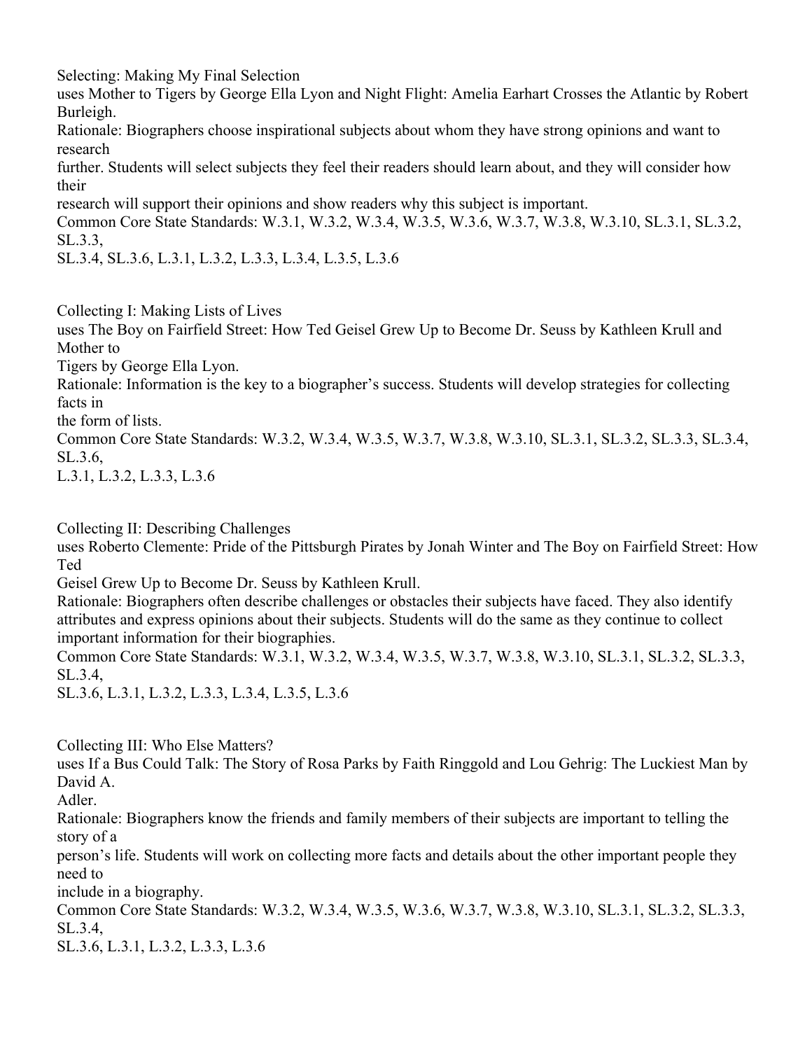Selecting: Making My Final Selection
uses Mother to Tigers by George Ella Lyon and Night Flight: Amelia Earhart Crosses the Atlantic by Robert Burleigh.
Rationale: Biographers choose inspirational subjects about whom they have strong opinions and want to research further. Students will select subjects they feel their readers should learn about, and they will consider how their research will support their opinions and show readers why this subject is important.
Common Core State Standards: W.3.1, W.3.2, W.3.4, W.3.5, W.3.6, W.3.7, W.3.8, W.3.10, SL.3.1, SL.3.2, SL.3.3, SL.3.4, SL.3.6, L.3.1, L.3.2, L.3.3, L.3.4, L.3.5, L.3.6

Collecting I: Making Lists of Lives
uses The Boy on Fairfield Street: How Ted Geisel Grew Up to Become Dr. Seuss by Kathleen Krull and Mother to Tigers by George Ella Lyon.
Rationale: Information is the key to a biographer's success. Students will develop strategies for collecting facts in the form of lists.
Common Core State Standards: W.3.2, W.3.4, W.3.5, W.3.7, W.3.8, W.3.10, SL.3.1, SL.3.2, SL.3.3, SL.3.4, SL.3.6, L.3.1, L.3.2, L.3.3, L.3.6

Collecting II: Describing Challenges
uses Roberto Clemente: Pride of the Pittsburgh Pirates by Jonah Winter and The Boy on Fairfield Street: How Ted Geisel Grew Up to Become Dr. Seuss by Kathleen Krull.
Rationale: Biographers often describe challenges or obstacles their subjects have faced. They also identify attributes and express opinions about their subjects. Students will do the same as they continue to collect important information for their biographies.
Common Core State Standards: W.3.1, W.3.2, W.3.4, W.3.5, W.3.7, W.3.8, W.3.10, SL.3.1, SL.3.2, SL.3.3, SL.3.4, SL.3.6, L.3.1, L.3.2, L.3.3, L.3.4, L.3.5, L.3.6

Collecting III: Who Else Matters?
uses If a Bus Could Talk: The Story of Rosa Parks by Faith Ringgold and Lou Gehrig: The Luckiest Man by David A. Adler.
Rationale: Biographers know the friends and family members of their subjects are important to telling the story of a person's life. Students will work on collecting more facts and details about the other important people they need to include in a biography.
Common Core State Standards: W.3.2, W.3.4, W.3.5, W.3.6, W.3.7, W.3.8, W.3.10, SL.3.1, SL.3.2, SL.3.3, SL.3.4, SL.3.6, L.3.1, L.3.2, L.3.3, L.3.6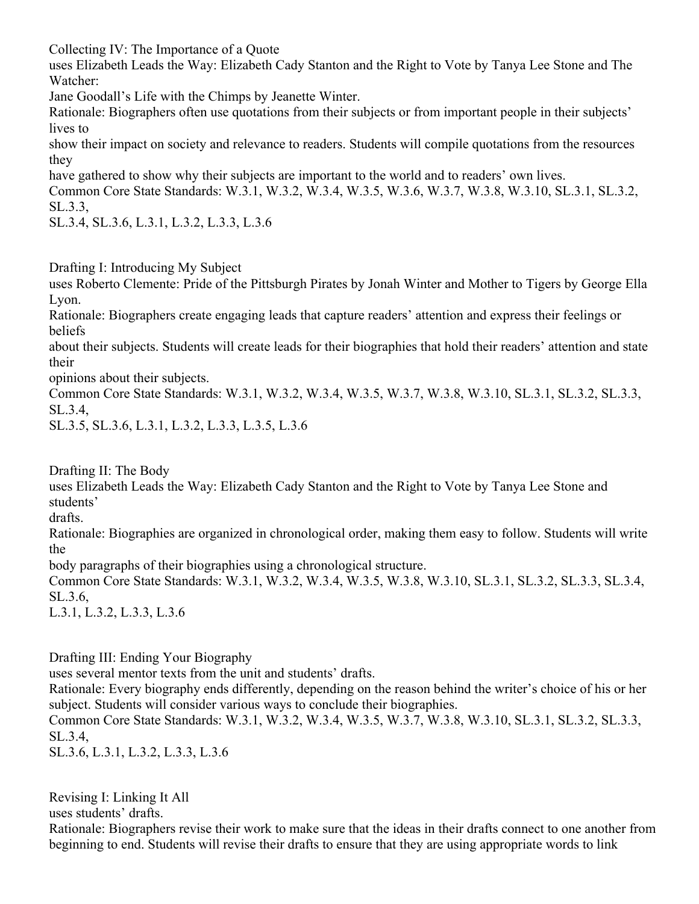Collecting IV: The Importance of a Quote
uses Elizabeth Leads the Way: Elizabeth Cady Stanton and the Right to Vote by Tanya Lee Stone and The Watcher: Jane Goodall's Life with the Chimps by Jeanette Winter.
Rationale: Biographers often use quotations from their subjects or from important people in their subjects' lives to show their impact on society and relevance to readers. Students will compile quotations from the resources they have gathered to show why their subjects are important to the world and to readers' own lives.
Common Core State Standards: W.3.1, W.3.2, W.3.4, W.3.5, W.3.6, W.3.7, W.3.8, W.3.10, SL.3.1, SL.3.2, SL.3.3, SL.3.4, SL.3.6, L.3.1, L.3.2, L.3.3, L.3.6

Drafting I: Introducing My Subject
uses Roberto Clemente: Pride of the Pittsburgh Pirates by Jonah Winter and Mother to Tigers by George Ella Lyon.
Rationale: Biographers create engaging leads that capture readers' attention and express their feelings or beliefs about their subjects. Students will create leads for their biographies that hold their readers' attention and state their opinions about their subjects.
Common Core State Standards: W.3.1, W.3.2, W.3.4, W.3.5, W.3.7, W.3.8, W.3.10, SL.3.1, SL.3.2, SL.3.3, SL.3.4, SL.3.5, SL.3.6, L.3.1, L.3.2, L.3.3, L.3.5, L.3.6

Drafting II: The Body
uses Elizabeth Leads the Way: Elizabeth Cady Stanton and the Right to Vote by Tanya Lee Stone and students' drafts.
Rationale: Biographies are organized in chronological order, making them easy to follow. Students will write the body paragraphs of their biographies using a chronological structure.
Common Core State Standards: W.3.1, W.3.2, W.3.4, W.3.5, W.3.8, W.3.10, SL.3.1, SL.3.2, SL.3.3, SL.3.4, SL.3.6, L.3.1, L.3.2, L.3.3, L.3.6

Drafting III: Ending Your Biography
uses several mentor texts from the unit and students' drafts.
Rationale: Every biography ends differently, depending on the reason behind the writer's choice of his or her subject. Students will consider various ways to conclude their biographies.
Common Core State Standards: W.3.1, W.3.2, W.3.4, W.3.5, W.3.7, W.3.8, W.3.10, SL.3.1, SL.3.2, SL.3.3, SL.3.4, SL.3.6, L.3.1, L.3.2, L.3.3, L.3.6

Revising I: Linking It All
uses students' drafts.
Rationale: Biographers revise their work to make sure that the ideas in their drafts connect to one another from beginning to end. Students will revise their drafts to ensure that they are using appropriate words to link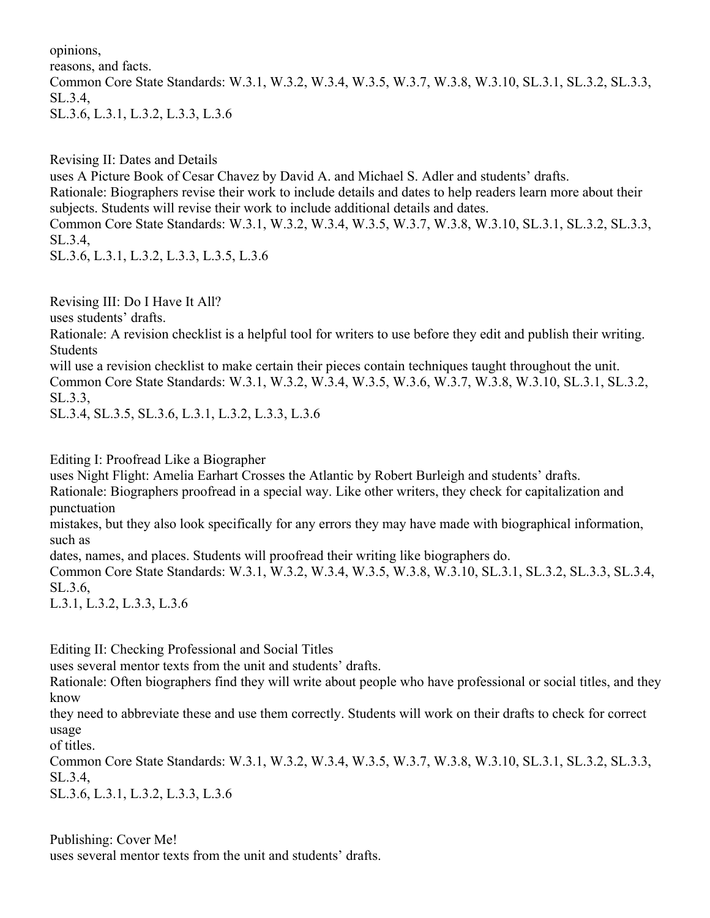opinions,
reasons, and facts.
Common Core State Standards: W.3.1, W.3.2, W.3.4, W.3.5, W.3.7, W.3.8, W.3.10, SL.3.1, SL.3.2, SL.3.3, SL.3.4,
SL.3.6, L.3.1, L.3.2, L.3.3, L.3.6

Revising II: Dates and Details
uses A Picture Book of Cesar Chavez by David A. and Michael S. Adler and students' drafts.
Rationale: Biographers revise their work to include details and dates to help readers learn more about their subjects. Students will revise their work to include additional details and dates.
Common Core State Standards: W.3.1, W.3.2, W.3.4, W.3.5, W.3.7, W.3.8, W.3.10, SL.3.1, SL.3.2, SL.3.3, SL.3.4,
SL.3.6, L.3.1, L.3.2, L.3.3, L.3.5, L.3.6

Revising III: Do I Have It All?
uses students' drafts.
Rationale: A revision checklist is a helpful tool for writers to use before they edit and publish their writing. Students
will use a revision checklist to make certain their pieces contain techniques taught throughout the unit.
Common Core State Standards: W.3.1, W.3.2, W.3.4, W.3.5, W.3.6, W.3.7, W.3.8, W.3.10, SL.3.1, SL.3.2, SL.3.3,
SL.3.4, SL.3.5, SL.3.6, L.3.1, L.3.2, L.3.3, L.3.6

Editing I: Proofread Like a Biographer
uses Night Flight: Amelia Earhart Crosses the Atlantic by Robert Burleigh and students' drafts.
Rationale: Biographers proofread in a special way. Like other writers, they check for capitalization and punctuation
mistakes, but they also look specifically for any errors they may have made with biographical information, such as
dates, names, and places. Students will proofread their writing like biographers do.
Common Core State Standards: W.3.1, W.3.2, W.3.4, W.3.5, W.3.8, W.3.10, SL.3.1, SL.3.2, SL.3.3, SL.3.4, SL.3.6,
L.3.1, L.3.2, L.3.3, L.3.6

Editing II: Checking Professional and Social Titles
uses several mentor texts from the unit and students' drafts.
Rationale: Often biographers find they will write about people who have professional or social titles, and they know
they need to abbreviate these and use them correctly. Students will work on their drafts to check for correct usage
of titles.
Common Core State Standards: W.3.1, W.3.2, W.3.4, W.3.5, W.3.7, W.3.8, W.3.10, SL.3.1, SL.3.2, SL.3.3, SL.3.4,
SL.3.6, L.3.1, L.3.2, L.3.3, L.3.6

Publishing: Cover Me!
uses several mentor texts from the unit and students' drafts.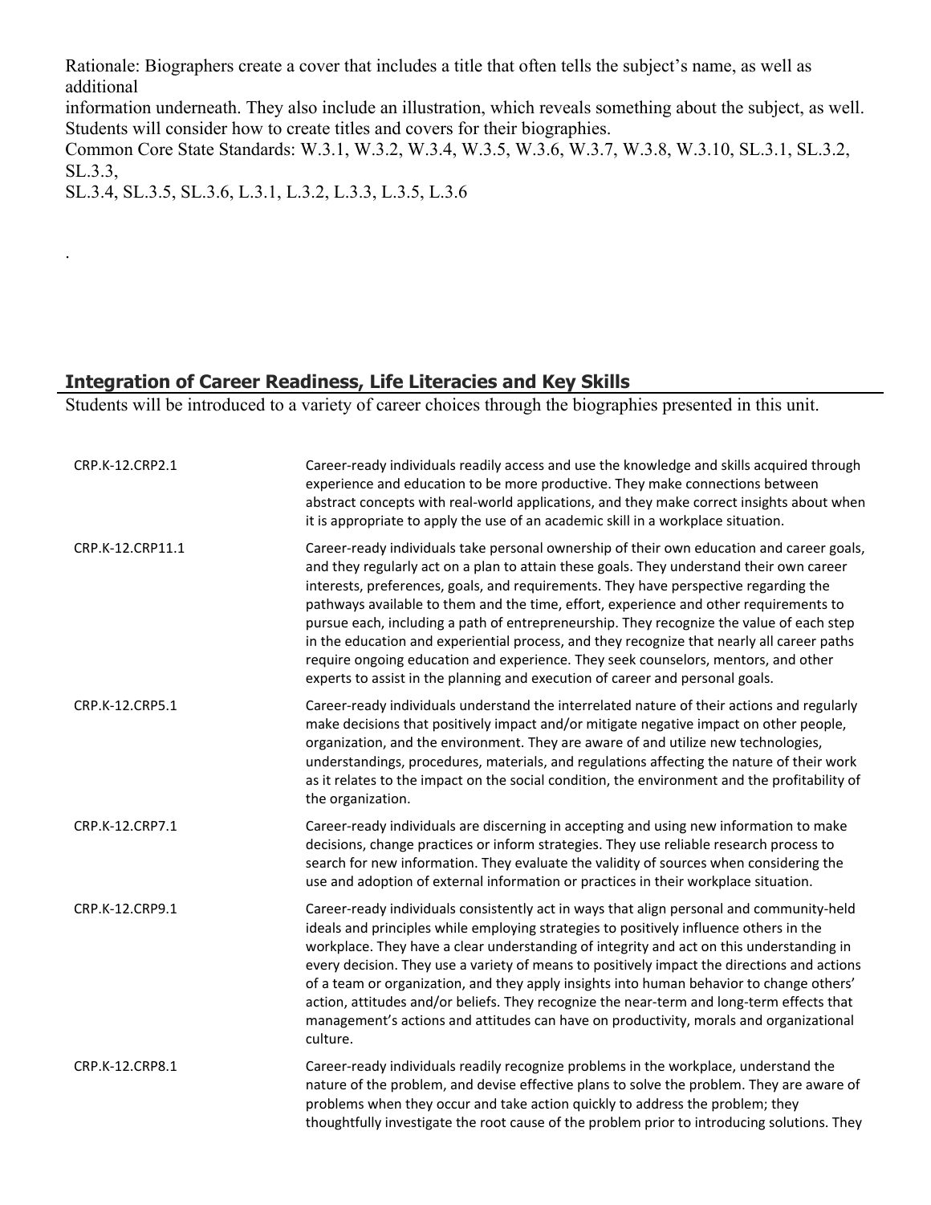Rationale: Biographers create a cover that includes a title that often tells the subject's name, as well as additional information underneath. They also include an illustration, which reveals something about the subject, as well. Students will consider how to create titles and covers for their biographies.

Common Core State Standards: W.3.1, W.3.2, W.3.4, W.3.5, W.3.6, W.3.7, W.3.8, W.3.10, SL.3.1, SL.3.2, SL.3.3, SL.3.4, SL.3.5, SL.3.6, L.3.1, L.3.2, L.3.3, L.3.5, L.3.6

.

## Integration of Career Readiness, Life Literacies and Key Skills

Students will be introduced to a variety of career choices through the biographies presented in this unit.

| | |
|---|---|
| CRP.K-12.CRP2.1 | Career-ready individuals readily access and use the knowledge and skills acquired through experience and education to be more productive. They make connections between abstract concepts with real-world applications, and they make correct insights about when it is appropriate to apply the use of an academic skill in a workplace situation. |
| CRP.K-12.CRP11.1 | Career-ready individuals take personal ownership of their own education and career goals, and they regularly act on a plan to attain these goals. They understand their own career interests, preferences, goals, and requirements. They have perspective regarding the pathways available to them and the time, effort, experience and other requirements to pursue each, including a path of entrepreneurship. They recognize the value of each step in the education and experiential process, and they recognize that nearly all career paths require ongoing education and experience. They seek counselors, mentors, and other experts to assist in the planning and execution of career and personal goals. |
| CRP.K-12.CRP5.1 | Career-ready individuals understand the interrelated nature of their actions and regularly make decisions that positively impact and/or mitigate negative impact on other people, organization, and the environment. They are aware of and utilize new technologies, understandings, procedures, materials, and regulations affecting the nature of their work as it relates to the impact on the social condition, the environment and the profitability of the organization. |
| CRP.K-12.CRP7.1 | Career-ready individuals are discerning in accepting and using new information to make decisions, change practices or inform strategies. They use reliable research process to search for new information. They evaluate the validity of sources when considering the use and adoption of external information or practices in their workplace situation. |
| CRP.K-12.CRP9.1 | Career-ready individuals consistently act in ways that align personal and community-held ideals and principles while employing strategies to positively influence others in the workplace. They have a clear understanding of integrity and act on this understanding in every decision. They use a variety of means to positively impact the directions and actions of a team or organization, and they apply insights into human behavior to change others' action, attitudes and/or beliefs. They recognize the near-term and long-term effects that management's actions and attitudes can have on productivity, morals and organizational culture. |
| CRP.K-12.CRP8.1 | Career-ready individuals readily recognize problems in the workplace, understand the nature of the problem, and devise effective plans to solve the problem. They are aware of problems when they occur and take action quickly to address the problem; they thoughtfully investigate the root cause of the problem prior to introducing solutions. They |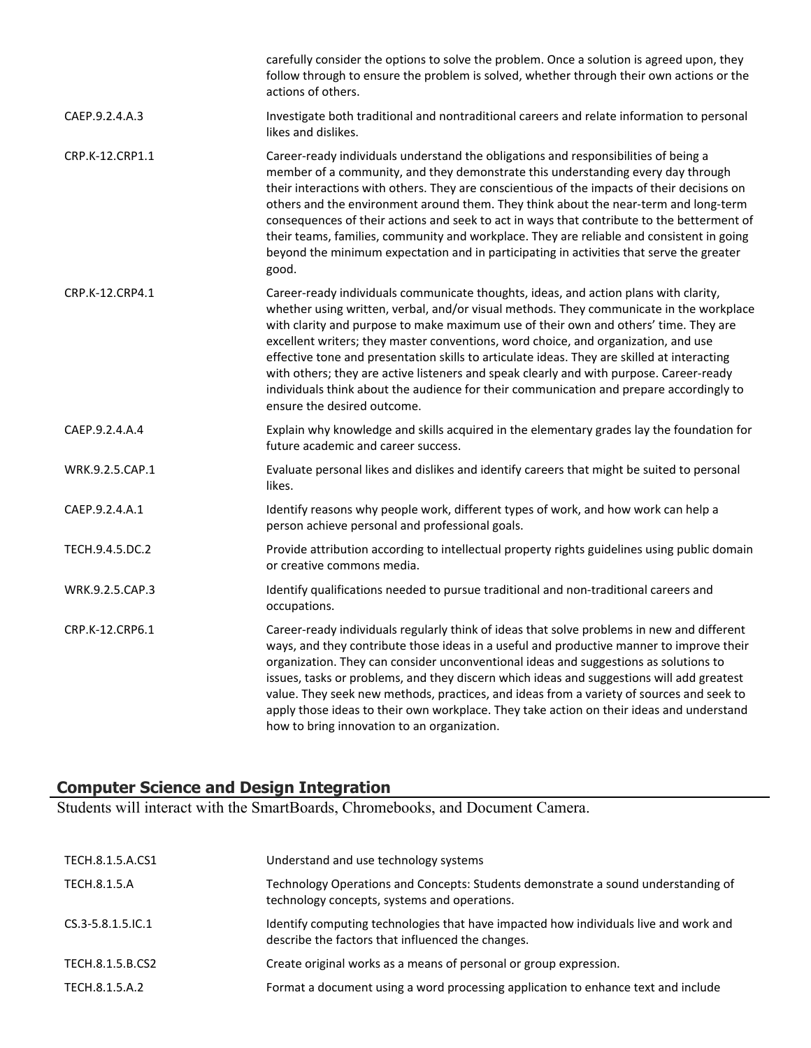| | |
|---|---|
| | carefully consider the options to solve the problem. Once a solution is agreed upon, they follow through to ensure the problem is solved, whether through their own actions or the actions of others. |
| CAEP.9.2.4.A.3 | Investigate both traditional and nontraditional careers and relate information to personal likes and dislikes. |
| CRP.K-12.CRP1.1 | Career-ready individuals understand the obligations and responsibilities of being a member of a community, and they demonstrate this understanding every day through their interactions with others. They are conscientious of the impacts of their decisions on others and the environment around them. They think about the near-term and long-term consequences of their actions and seek to act in ways that contribute to the betterment of their teams, families, community and workplace. They are reliable and consistent in going beyond the minimum expectation and in participating in activities that serve the greater good. |
| CRP.K-12.CRP4.1 | Career-ready individuals communicate thoughts, ideas, and action plans with clarity, whether using written, verbal, and/or visual methods. They communicate in the workplace with clarity and purpose to make maximum use of their own and others' time. They are excellent writers; they master conventions, word choice, and organization, and use effective tone and presentation skills to articulate ideas. They are skilled at interacting with others; they are active listeners and speak clearly and with purpose. Career-ready individuals think about the audience for their communication and prepare accordingly to ensure the desired outcome. |
| CAEP.9.2.4.A.4 | Explain why knowledge and skills acquired in the elementary grades lay the foundation for future academic and career success. |
| WRK.9.2.5.CAP.1 | Evaluate personal likes and dislikes and identify careers that might be suited to personal likes. |
| CAEP.9.2.4.A.1 | Identify reasons why people work, different types of work, and how work can help a person achieve personal and professional goals. |
| TECH.9.4.5.DC.2 | Provide attribution according to intellectual property rights guidelines using public domain or creative commons media. |
| WRK.9.2.5.CAP.3 | Identify qualifications needed to pursue traditional and non-traditional careers and occupations. |
| CRP.K-12.CRP6.1 | Career-ready individuals regularly think of ideas that solve problems in new and different ways, and they contribute those ideas in a useful and productive manner to improve their organization. They can consider unconventional ideas and suggestions as solutions to issues, tasks or problems, and they discern which ideas and suggestions will add greatest value. They seek new methods, practices, and ideas from a variety of sources and seek to apply those ideas to their own workplace. They take action on their ideas and understand how to bring innovation to an organization. |

## Computer Science and Design Integration

Students will interact with the SmartBoards, Chromebooks, and Document Camera.

| | |
|---|---|
| TECH.8.1.5.A.CS1 | Understand and use technology systems |
| TECH.8.1.5.A | Technology Operations and Concepts: Students demonstrate a sound understanding of technology concepts, systems and operations. |
| CS.3-5.8.1.5.IC.1 | Identify computing technologies that have impacted how individuals live and work and describe the factors that influenced the changes. |
| TECH.8.1.5.B.CS2 | Create original works as a means of personal or group expression. |
| TECH.8.1.5.A.2 | Format a document using a word processing application to enhance text and include |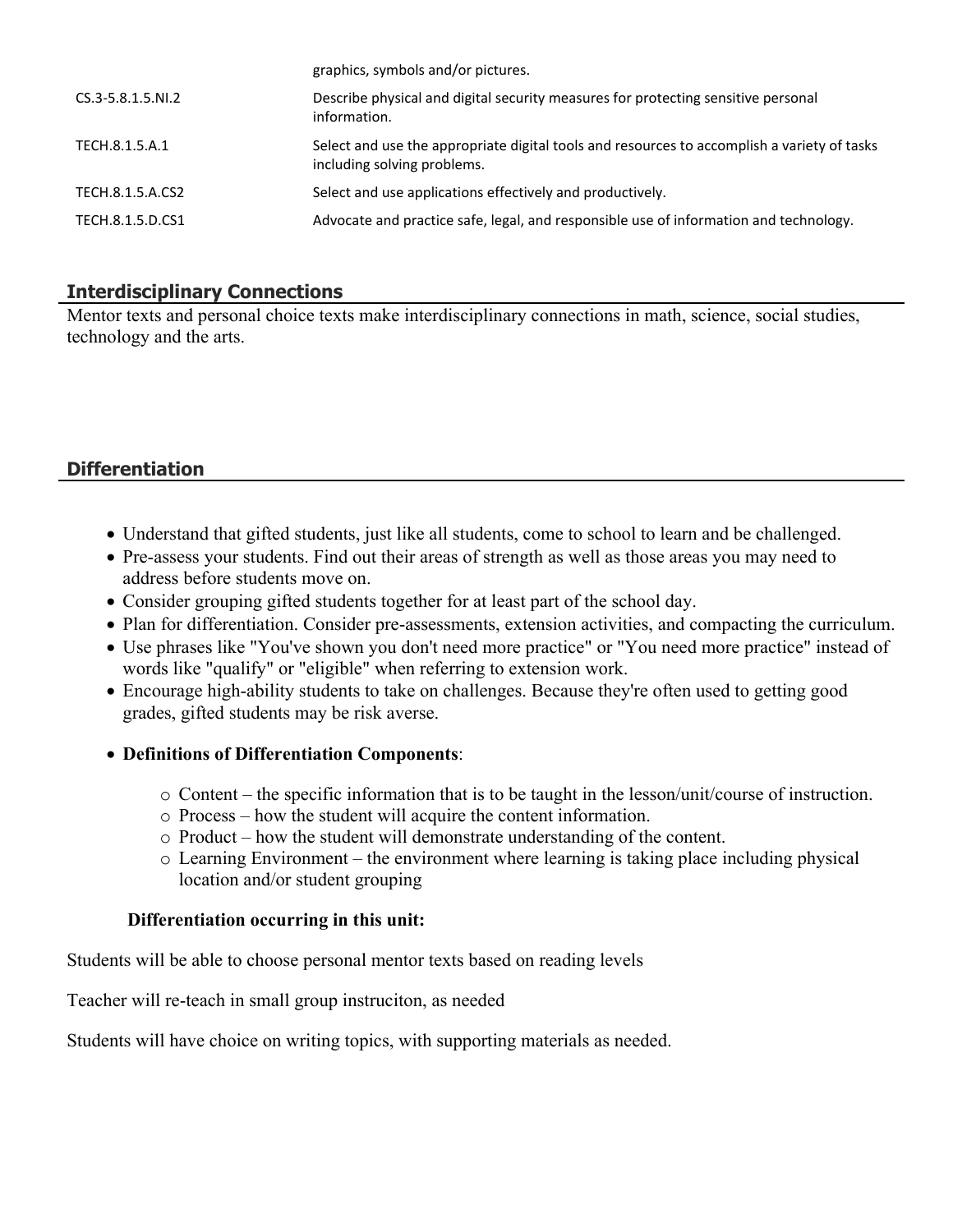| | |
|---|---|
| | graphics, symbols and/or pictures. |
| CS.3-5.8.1.5.NI.2 | Describe physical and digital security measures for protecting sensitive personal information. |
| TECH.8.1.5.A.1 | Select and use the appropriate digital tools and resources to accomplish a variety of tasks including solving problems. |
| TECH.8.1.5.A.CS2 | Select and use applications effectively and productively. |
| TECH.8.1.5.D.CS1 | Advocate and practice safe, legal, and responsible use of information and technology. |

## Interdisciplinary Connections

Mentor texts and personal choice texts make interdisciplinary connections in math, science, social studies, technology and the arts.

## Differentiation

- Understand that gifted students, just like all students, come to school to learn and be challenged.
- Pre-assess your students. Find out their areas of strength as well as those areas you may need to address before students move on.
- Consider grouping gifted students together for at least part of the school day.
- Plan for differentiation. Consider pre-assessments, extension activities, and compacting the curriculum.
- Use phrases like "You've shown you don't need more practice" or "You need more practice" instead of words like "qualify" or "eligible" when referring to extension work.
- Encourage high-ability students to take on challenges. Because they're often used to getting good grades, gifted students may be risk averse.
- **Definitions of Differentiation Components**:
    - Content – the specific information that is to be taught in the lesson/unit/course of instruction.
    - Process – how the student will acquire the content information.
    - Product – how the student will demonstrate understanding of the content.
    - Learning Environment – the environment where learning is taking place including physical location and/or student grouping

**Differentiation occurring in this unit:**

Students will be able to choose personal mentor texts based on reading levels

Teacher will re-teach in small group instruciton, as needed

Students will have choice on writing topics, with supporting materials as needed.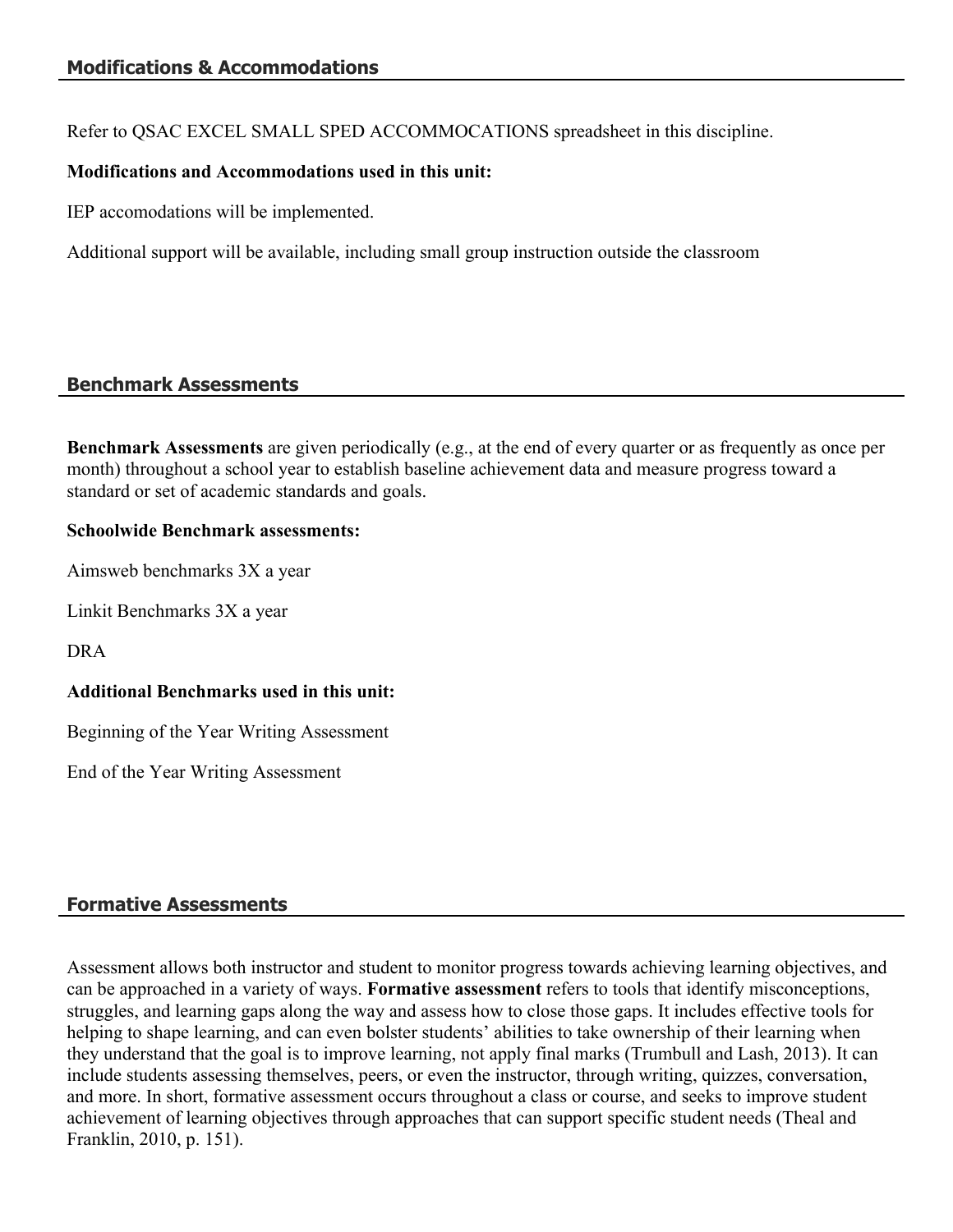## Modifications & Accommodations

Refer to QSAC EXCEL SMALL SPED ACCOMMOCATIONS spreadsheet in this discipline.

**Modifications and Accommodations used in this unit:**

IEP accomodations will be implemented.

Additional support will be available, including small group instruction outside the classroom

## Benchmark Assessments

**Benchmark Assessments** are given periodically (e.g., at the end of every quarter or as frequently as once per month) throughout a school year to establish baseline achievement data and measure progress toward a standard or set of academic standards and goals.

**Schoolwide Benchmark assessments:**

Aimsweb benchmarks 3X a year

Linkit Benchmarks 3X a year

DRA

**Additional Benchmarks used in this unit:**

Beginning of the Year Writing Assessment

End of the Year Writing Assessment

## Formative Assessments

Assessment allows both instructor and student to monitor progress towards achieving learning objectives, and can be approached in a variety of ways. **Formative assessment** refers to tools that identify misconceptions, struggles, and learning gaps along the way and assess how to close those gaps. It includes effective tools for helping to shape learning, and can even bolster students' abilities to take ownership of their learning when they understand that the goal is to improve learning, not apply final marks (Trumbull and Lash, 2013). It can include students assessing themselves, peers, or even the instructor, through writing, quizzes, conversation, and more. In short, formative assessment occurs throughout a class or course, and seeks to improve student achievement of learning objectives through approaches that can support specific student needs (Theal and Franklin, 2010, p. 151).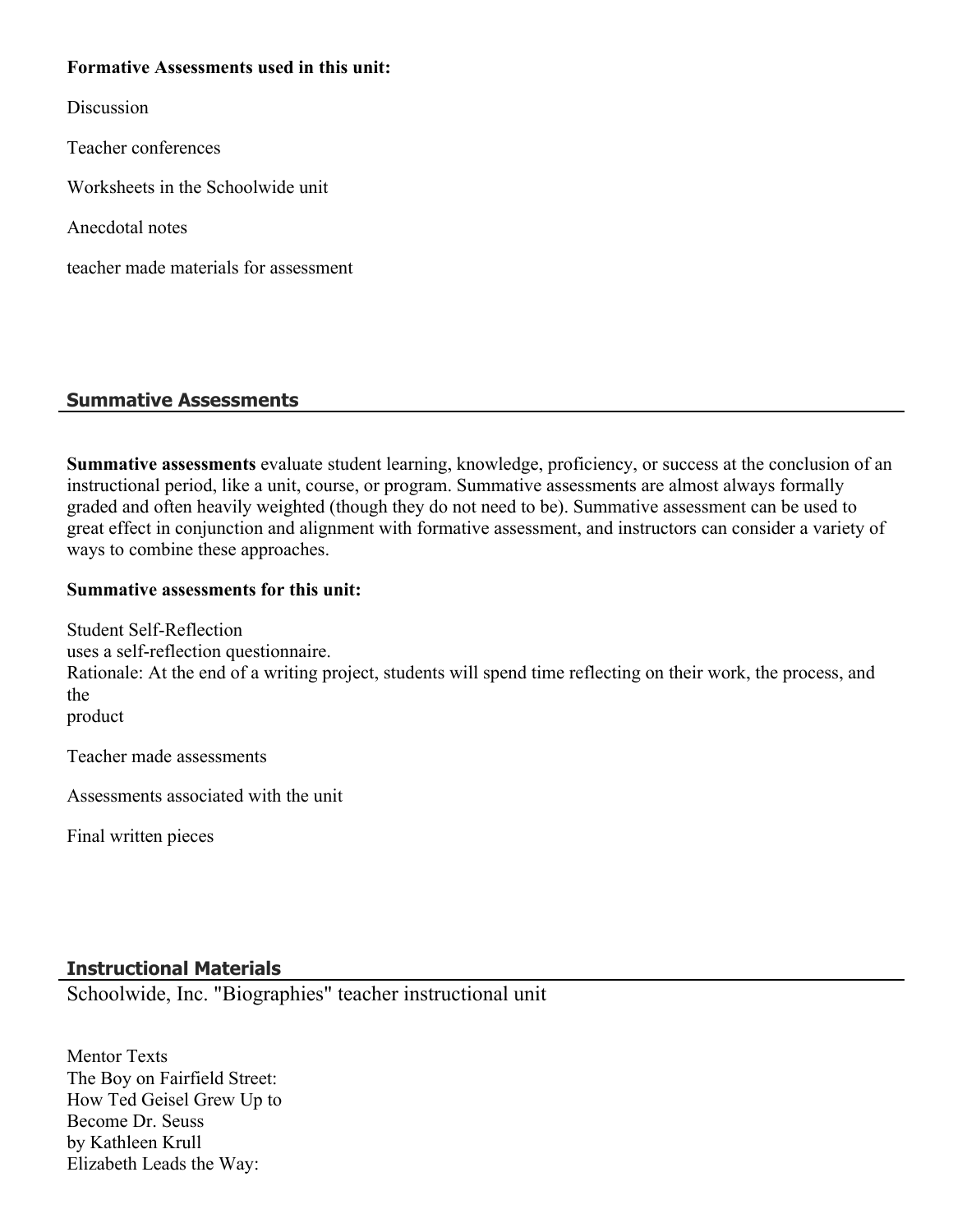**Formative Assessments used in this unit:**

Discussion

Teacher conferences

Worksheets in the Schoolwide unit

Anecdotal notes

teacher made materials for assessment

## Summative Assessments

**Summative assessments** evaluate student learning, knowledge, proficiency, or success at the conclusion of an instructional period, like a unit, course, or program. Summative assessments are almost always formally graded and often heavily weighted (though they do not need to be). Summative assessment can be used to great effect in conjunction and alignment with formative assessment, and instructors can consider a variety of ways to combine these approaches.

**Summative assessments for this unit:**

Student Self-Reflection
uses a self-reflection questionnaire.
Rationale: At the end of a writing project, students will spend time reflecting on their work, the process, and the
product

Teacher made assessments

Assessments associated with the unit

Final written pieces

## Instructional Materials

Schoolwide, Inc. "Biographies" teacher instructional unit

Mentor Texts
The Boy on Fairfield Street:
How Ted Geisel Grew Up to
Become Dr. Seuss
by Kathleen Krull
Elizabeth Leads the Way: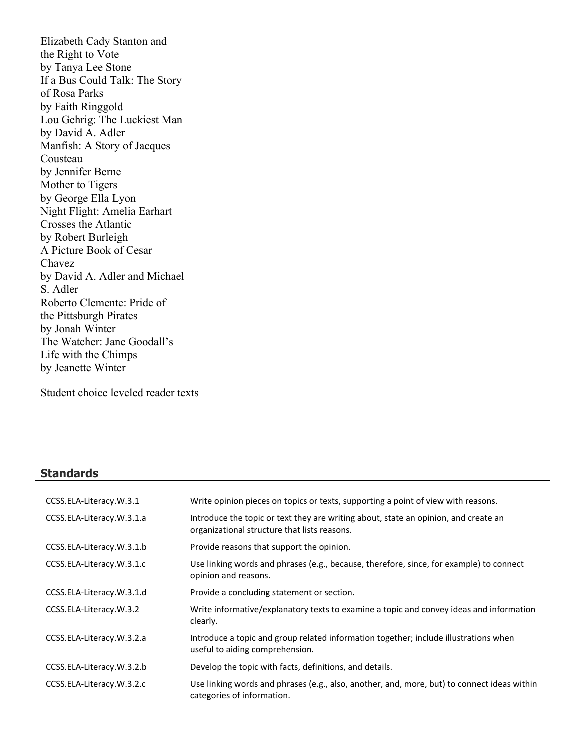Elizabeth Cady Stanton and the Right to Vote
by Tanya Lee Stone
If a Bus Could Talk: The Story of Rosa Parks
by Faith Ringgold
Lou Gehrig: The Luckiest Man
by David A. Adler
Manfish: A Story of Jacques Cousteau
by Jennifer Berne
Mother to Tigers
by George Ella Lyon
Night Flight: Amelia Earhart Crosses the Atlantic
by Robert Burleigh
A Picture Book of Cesar Chavez
by David A. Adler and Michael S. Adler
Roberto Clemente: Pride of the Pittsburgh Pirates
by Jonah Winter
The Watcher: Jane Goodall's Life with the Chimps
by Jeanette Winter

Student choice leveled reader texts

## Standards

| | |
|---|---|
| CCSS.ELA-Literacy.W.3.1 | Write opinion pieces on topics or texts, supporting a point of view with reasons. |
| CCSS.ELA-Literacy.W.3.1.a | Introduce the topic or text they are writing about, state an opinion, and create an organizational structure that lists reasons. |
| CCSS.ELA-Literacy.W.3.1.b | Provide reasons that support the opinion. |
| CCSS.ELA-Literacy.W.3.1.c | Use linking words and phrases (e.g., because, therefore, since, for example) to connect opinion and reasons. |
| CCSS.ELA-Literacy.W.3.1.d | Provide a concluding statement or section. |
| CCSS.ELA-Literacy.W.3.2 | Write informative/explanatory texts to examine a topic and convey ideas and information clearly. |
| CCSS.ELA-Literacy.W.3.2.a | Introduce a topic and group related information together; include illustrations when useful to aiding comprehension. |
| CCSS.ELA-Literacy.W.3.2.b | Develop the topic with facts, definitions, and details. |
| CCSS.ELA-Literacy.W.3.2.c | Use linking words and phrases (e.g., also, another, and, more, but) to connect ideas within categories of information. |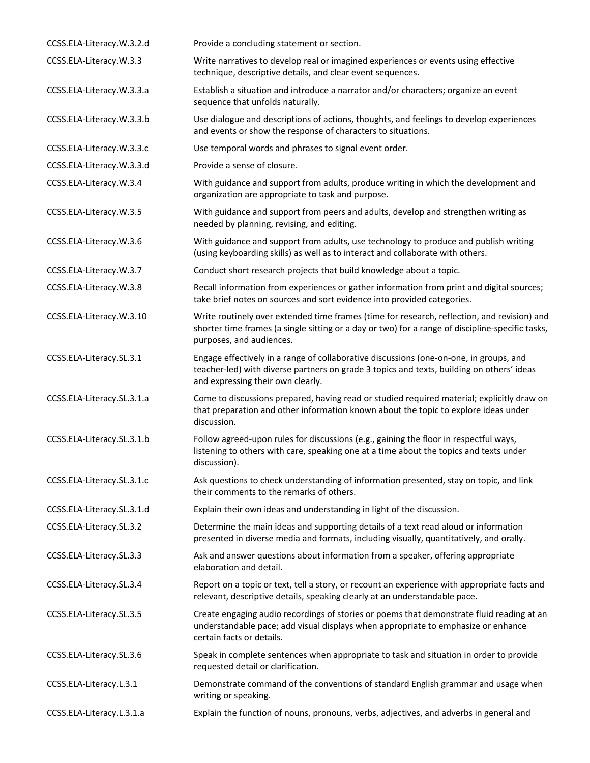| | |
|---|---|
| CCSS.ELA-Literacy.W.3.2.d | Provide a concluding statement or section. |
| CCSS.ELA-Literacy.W.3.3 | Write narratives to develop real or imagined experiences or events using effective technique, descriptive details, and clear event sequences. |
| CCSS.ELA-Literacy.W.3.3.a | Establish a situation and introduce a narrator and/or characters; organize an event sequence that unfolds naturally. |
| CCSS.ELA-Literacy.W.3.3.b | Use dialogue and descriptions of actions, thoughts, and feelings to develop experiences and events or show the response of characters to situations. |
| CCSS.ELA-Literacy.W.3.3.c | Use temporal words and phrases to signal event order. |
| CCSS.ELA-Literacy.W.3.3.d | Provide a sense of closure. |
| CCSS.ELA-Literacy.W.3.4 | With guidance and support from adults, produce writing in which the development and organization are appropriate to task and purpose. |
| CCSS.ELA-Literacy.W.3.5 | With guidance and support from peers and adults, develop and strengthen writing as needed by planning, revising, and editing. |
| CCSS.ELA-Literacy.W.3.6 | With guidance and support from adults, use technology to produce and publish writing (using keyboarding skills) as well as to interact and collaborate with others. |
| CCSS.ELA-Literacy.W.3.7 | Conduct short research projects that build knowledge about a topic. |
| CCSS.ELA-Literacy.W.3.8 | Recall information from experiences or gather information from print and digital sources; take brief notes on sources and sort evidence into provided categories. |
| CCSS.ELA-Literacy.W.3.10 | Write routinely over extended time frames (time for research, reflection, and revision) and shorter time frames (a single sitting or a day or two) for a range of discipline-specific tasks, purposes, and audiences. |
| CCSS.ELA-Literacy.SL.3.1 | Engage effectively in a range of collaborative discussions (one-on-one, in groups, and teacher-led) with diverse partners on grade 3 topics and texts, building on others' ideas and expressing their own clearly. |
| CCSS.ELA-Literacy.SL.3.1.a | Come to discussions prepared, having read or studied required material; explicitly draw on that preparation and other information known about the topic to explore ideas under discussion. |
| CCSS.ELA-Literacy.SL.3.1.b | Follow agreed-upon rules for discussions (e.g., gaining the floor in respectful ways, listening to others with care, speaking one at a time about the topics and texts under discussion). |
| CCSS.ELA-Literacy.SL.3.1.c | Ask questions to check understanding of information presented, stay on topic, and link their comments to the remarks of others. |
| CCSS.ELA-Literacy.SL.3.1.d | Explain their own ideas and understanding in light of the discussion. |
| CCSS.ELA-Literacy.SL.3.2 | Determine the main ideas and supporting details of a text read aloud or information presented in diverse media and formats, including visually, quantitatively, and orally. |
| CCSS.ELA-Literacy.SL.3.3 | Ask and answer questions about information from a speaker, offering appropriate elaboration and detail. |
| CCSS.ELA-Literacy.SL.3.4 | Report on a topic or text, tell a story, or recount an experience with appropriate facts and relevant, descriptive details, speaking clearly at an understandable pace. |
| CCSS.ELA-Literacy.SL.3.5 | Create engaging audio recordings of stories or poems that demonstrate fluid reading at an understandable pace; add visual displays when appropriate to emphasize or enhance certain facts or details. |
| CCSS.ELA-Literacy.SL.3.6 | Speak in complete sentences when appropriate to task and situation in order to provide requested detail or clarification. |
| CCSS.ELA-Literacy.L.3.1 | Demonstrate command of the conventions of standard English grammar and usage when writing or speaking. |
| CCSS.ELA-Literacy.L.3.1.a | Explain the function of nouns, pronouns, verbs, adjectives, and adverbs in general and |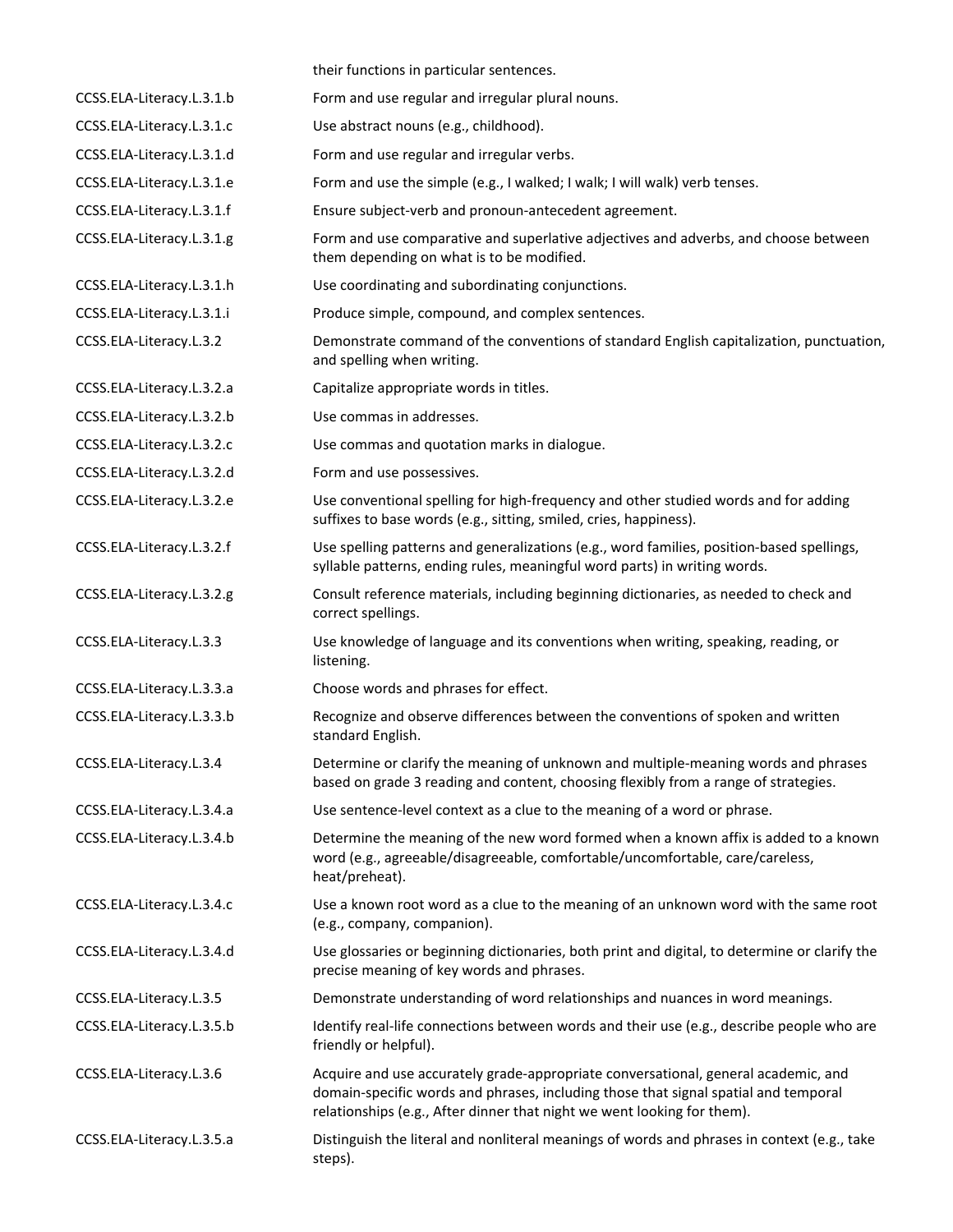| | |
|---|---|
| | their functions in particular sentences. |
| CCSS.ELA-Literacy.L.3.1.b | Form and use regular and irregular plural nouns. |
| CCSS.ELA-Literacy.L.3.1.c | Use abstract nouns (e.g., childhood). |
| CCSS.ELA-Literacy.L.3.1.d | Form and use regular and irregular verbs. |
| CCSS.ELA-Literacy.L.3.1.e | Form and use the simple (e.g., I walked; I walk; I will walk) verb tenses. |
| CCSS.ELA-Literacy.L.3.1.f | Ensure subject-verb and pronoun-antecedent agreement. |
| CCSS.ELA-Literacy.L.3.1.g | Form and use comparative and superlative adjectives and adverbs, and choose between them depending on what is to be modified. |
| CCSS.ELA-Literacy.L.3.1.h | Use coordinating and subordinating conjunctions. |
| CCSS.ELA-Literacy.L.3.1.i | Produce simple, compound, and complex sentences. |
| CCSS.ELA-Literacy.L.3.2 | Demonstrate command of the conventions of standard English capitalization, punctuation, and spelling when writing. |
| CCSS.ELA-Literacy.L.3.2.a | Capitalize appropriate words in titles. |
| CCSS.ELA-Literacy.L.3.2.b | Use commas in addresses. |
| CCSS.ELA-Literacy.L.3.2.c | Use commas and quotation marks in dialogue. |
| CCSS.ELA-Literacy.L.3.2.d | Form and use possessives. |
| CCSS.ELA-Literacy.L.3.2.e | Use conventional spelling for high-frequency and other studied words and for adding suffixes to base words (e.g., sitting, smiled, cries, happiness). |
| CCSS.ELA-Literacy.L.3.2.f | Use spelling patterns and generalizations (e.g., word families, position-based spellings, syllable patterns, ending rules, meaningful word parts) in writing words. |
| CCSS.ELA-Literacy.L.3.2.g | Consult reference materials, including beginning dictionaries, as needed to check and correct spellings. |
| CCSS.ELA-Literacy.L.3.3 | Use knowledge of language and its conventions when writing, speaking, reading, or listening. |
| CCSS.ELA-Literacy.L.3.3.a | Choose words and phrases for effect. |
| CCSS.ELA-Literacy.L.3.3.b | Recognize and observe differences between the conventions of spoken and written standard English. |
| CCSS.ELA-Literacy.L.3.4 | Determine or clarify the meaning of unknown and multiple-meaning words and phrases based on grade 3 reading and content, choosing flexibly from a range of strategies. |
| CCSS.ELA-Literacy.L.3.4.a | Use sentence-level context as a clue to the meaning of a word or phrase. |
| CCSS.ELA-Literacy.L.3.4.b | Determine the meaning of the new word formed when a known affix is added to a known word (e.g., agreeable/disagreeable, comfortable/uncomfortable, care/careless, heat/preheat). |
| CCSS.ELA-Literacy.L.3.4.c | Use a known root word as a clue to the meaning of an unknown word with the same root (e.g., company, companion). |
| CCSS.ELA-Literacy.L.3.4.d | Use glossaries or beginning dictionaries, both print and digital, to determine or clarify the precise meaning of key words and phrases. |
| CCSS.ELA-Literacy.L.3.5 | Demonstrate understanding of word relationships and nuances in word meanings. |
| CCSS.ELA-Literacy.L.3.5.b | Identify real-life connections between words and their use (e.g., describe people who are friendly or helpful). |
| CCSS.ELA-Literacy.L.3.6 | Acquire and use accurately grade-appropriate conversational, general academic, and domain-specific words and phrases, including those that signal spatial and temporal relationships (e.g., After dinner that night we went looking for them). |
| CCSS.ELA-Literacy.L.3.5.a | Distinguish the literal and nonliteral meanings of words and phrases in context (e.g., take steps). |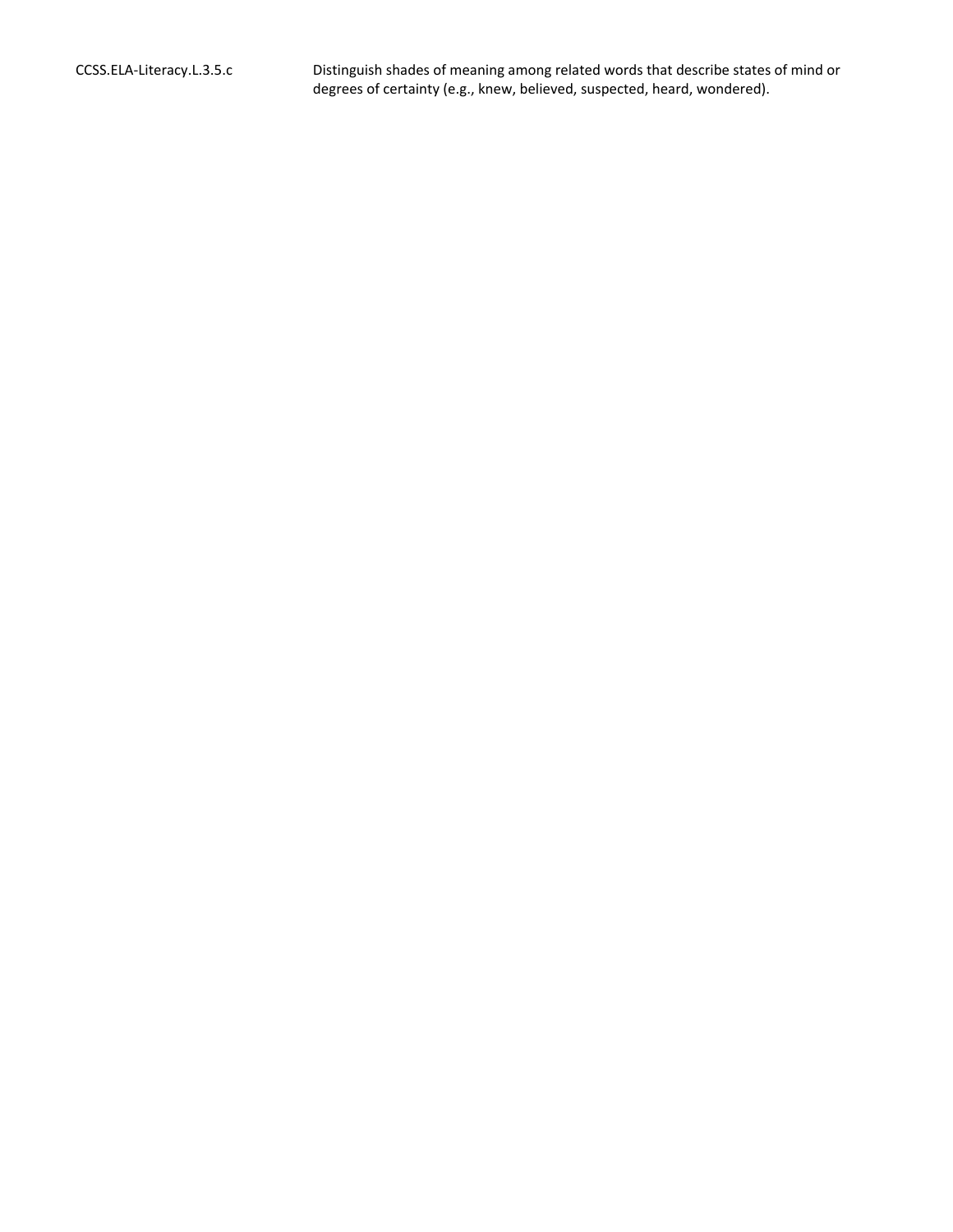| | |
|---|---|
| CCSS.ELA-Literacy.L.3.5.c | Distinguish shades of meaning among related words that describe states of mind or degrees of certainty (e.g., knew, believed, suspected, heard, wondered). |